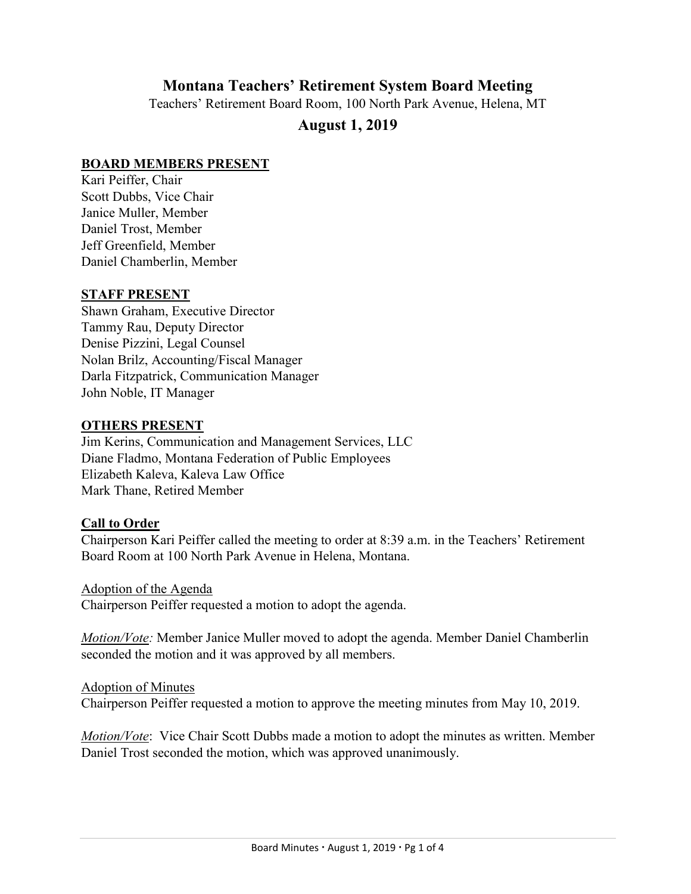# Montana Teachers' Retirement System Board Meeting

Teachers' Retirement Board Room, 100 North Park Avenue, Helena, MT

## August 1, 2019

**BOARD MEMBERS PRESENT**

Kari Peiffer, Chair
Scott Dubbs, Vice Chair
Janice Muller, Member
Daniel Trost, Member
Jeff Greenfield, Member
Daniel Chamberlin, Member

**STAFF PRESENT**

Shawn Graham, Executive Director
Tammy Rau, Deputy Director
Denise Pizzini, Legal Counsel
Nolan Brilz, Accounting/Fiscal Manager
Darla Fitzpatrick, Communication Manager
John Noble, IT Manager

**OTHERS PRESENT**

Jim Kerins, Communication and Management Services, LLC
Diane Fladmo, Montana Federation of Public Employees
Elizabeth Kaleva, Kaleva Law Office
Mark Thane, Retired Member

**Call to Order**

Chairperson Kari Peiffer called the meeting to order at 8:39 a.m. in the Teachers' Retirement Board Room at 100 North Park Avenue in Helena, Montana.

Adoption of the Agenda

Chairperson Peiffer requested a motion to adopt the agenda.

*Motion/Vote:* Member Janice Muller moved to adopt the agenda. Member Daniel Chamberlin seconded the motion and it was approved by all members.

Adoption of Minutes

Chairperson Peiffer requested a motion to approve the meeting minutes from May 10, 2019.

*Motion/Vote*: Vice Chair Scott Dubbs made a motion to adopt the minutes as written. Member Daniel Trost seconded the motion, which was approved unanimously.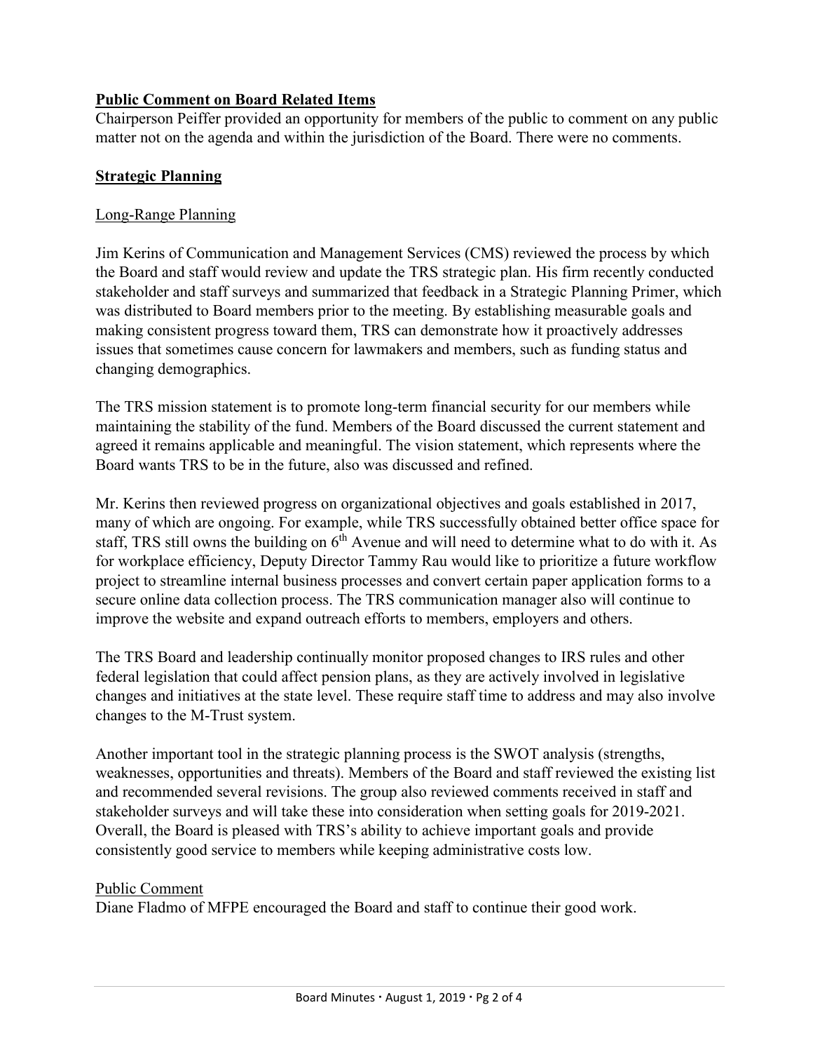**Public Comment on Board Related Items**
Chairperson Peiffer provided an opportunity for members of the public to comment on any public matter not on the agenda and within the jurisdiction of the Board. There were no comments.

**Strategic Planning**

Long-Range Planning

Jim Kerins of Communication and Management Services (CMS) reviewed the process by which the Board and staff would review and update the TRS strategic plan. His firm recently conducted stakeholder and staff surveys and summarized that feedback in a Strategic Planning Primer, which was distributed to Board members prior to the meeting. By establishing measurable goals and making consistent progress toward them, TRS can demonstrate how it proactively addresses issues that sometimes cause concern for lawmakers and members, such as funding status and changing demographics.

The TRS mission statement is to promote long-term financial security for our members while maintaining the stability of the fund. Members of the Board discussed the current statement and agreed it remains applicable and meaningful. The vision statement, which represents where the Board wants TRS to be in the future, also was discussed and refined.

Mr. Kerins then reviewed progress on organizational objectives and goals established in 2017, many of which are ongoing. For example, while TRS successfully obtained better office space for staff, TRS still owns the building on 6th Avenue and will need to determine what to do with it. As for workplace efficiency, Deputy Director Tammy Rau would like to prioritize a future workflow project to streamline internal business processes and convert certain paper application forms to a secure online data collection process. The TRS communication manager also will continue to improve the website and expand outreach efforts to members, employers and others.

The TRS Board and leadership continually monitor proposed changes to IRS rules and other federal legislation that could affect pension plans, as they are actively involved in legislative changes and initiatives at the state level. These require staff time to address and may also involve changes to the M-Trust system.

Another important tool in the strategic planning process is the SWOT analysis (strengths, weaknesses, opportunities and threats). Members of the Board and staff reviewed the existing list and recommended several revisions. The group also reviewed comments received in staff and stakeholder surveys and will take these into consideration when setting goals for 2019-2021. Overall, the Board is pleased with TRS's ability to achieve important goals and provide consistently good service to members while keeping administrative costs low.

Public Comment
Diane Fladmo of MFPE encouraged the Board and staff to continue their good work.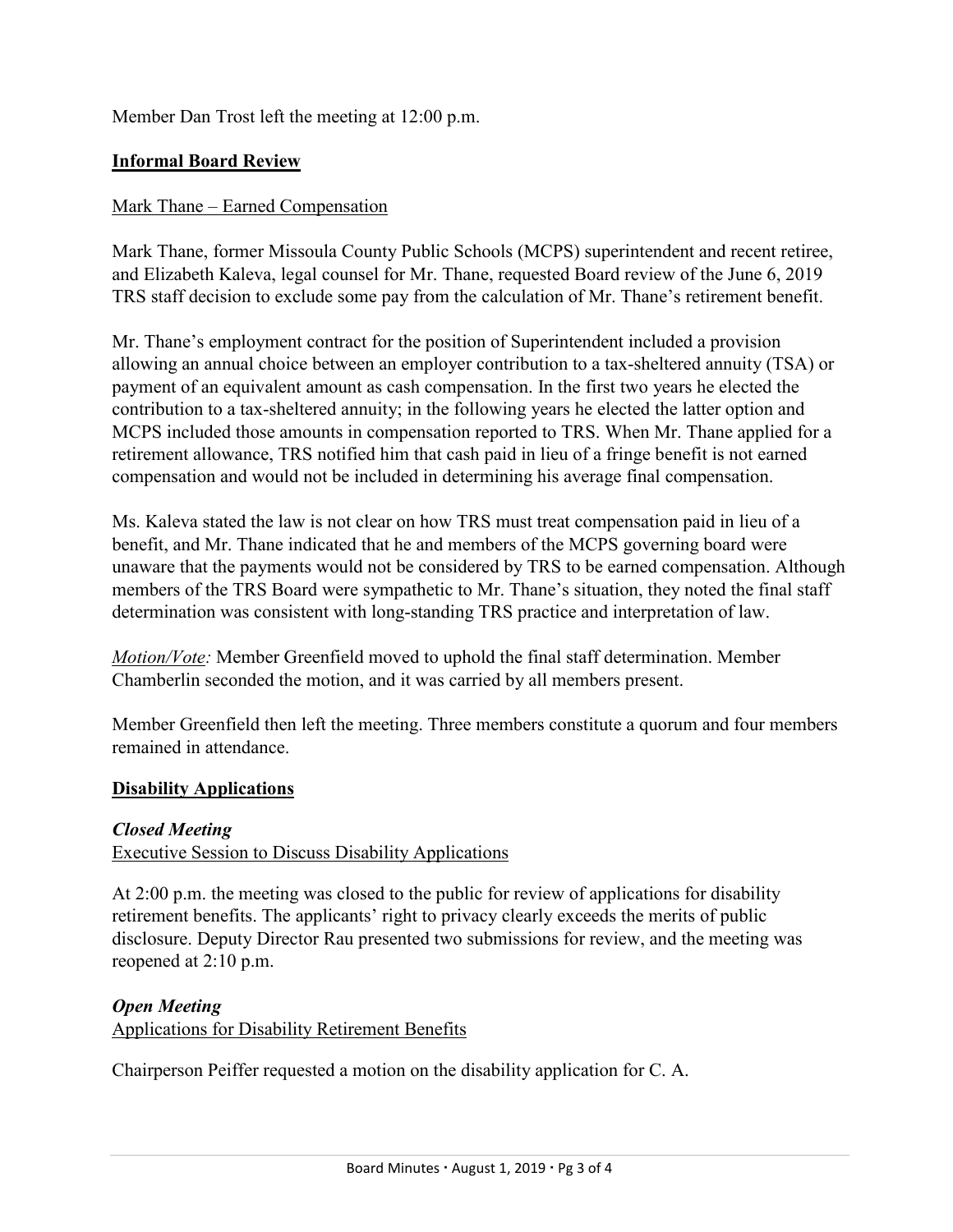Member Dan Trost left the meeting at 12:00 p.m.

## **Informal Board Review**

### Mark Thane – Earned Compensation

Mark Thane, former Missoula County Public Schools (MCPS) superintendent and recent retiree, and Elizabeth Kaleva, legal counsel for Mr. Thane, requested Board review of the June 6, 2019 TRS staff decision to exclude some pay from the calculation of Mr. Thane's retirement benefit.

Mr. Thane's employment contract for the position of Superintendent included a provision allowing an annual choice between an employer contribution to a tax-sheltered annuity (TSA) or payment of an equivalent amount as cash compensation. In the first two years he elected the contribution to a tax-sheltered annuity; in the following years he elected the latter option and MCPS included those amounts in compensation reported to TRS. When Mr. Thane applied for a retirement allowance, TRS notified him that cash paid in lieu of a fringe benefit is not earned compensation and would not be included in determining his average final compensation.

Ms. Kaleva stated the law is not clear on how TRS must treat compensation paid in lieu of a benefit, and Mr. Thane indicated that he and members of the MCPS governing board were unaware that the payments would not be considered by TRS to be earned compensation. Although members of the TRS Board were sympathetic to Mr. Thane's situation, they noted the final staff determination was consistent with long-standing TRS practice and interpretation of law.

*Motion/Vote:* Member Greenfield moved to uphold the final staff determination. Member Chamberlin seconded the motion, and it was carried by all members present.

Member Greenfield then left the meeting. Three members constitute a quorum and four members remained in attendance.

## **Disability Applications**

### ***Closed Meeting***

Executive Session to Discuss Disability Applications

At 2:00 p.m. the meeting was closed to the public for review of applications for disability retirement benefits. The applicants' right to privacy clearly exceeds the merits of public disclosure. Deputy Director Rau presented two submissions for review, and the meeting was reopened at 2:10 p.m.

### ***Open Meeting***

Applications for Disability Retirement Benefits

Chairperson Peiffer requested a motion on the disability application for C. A.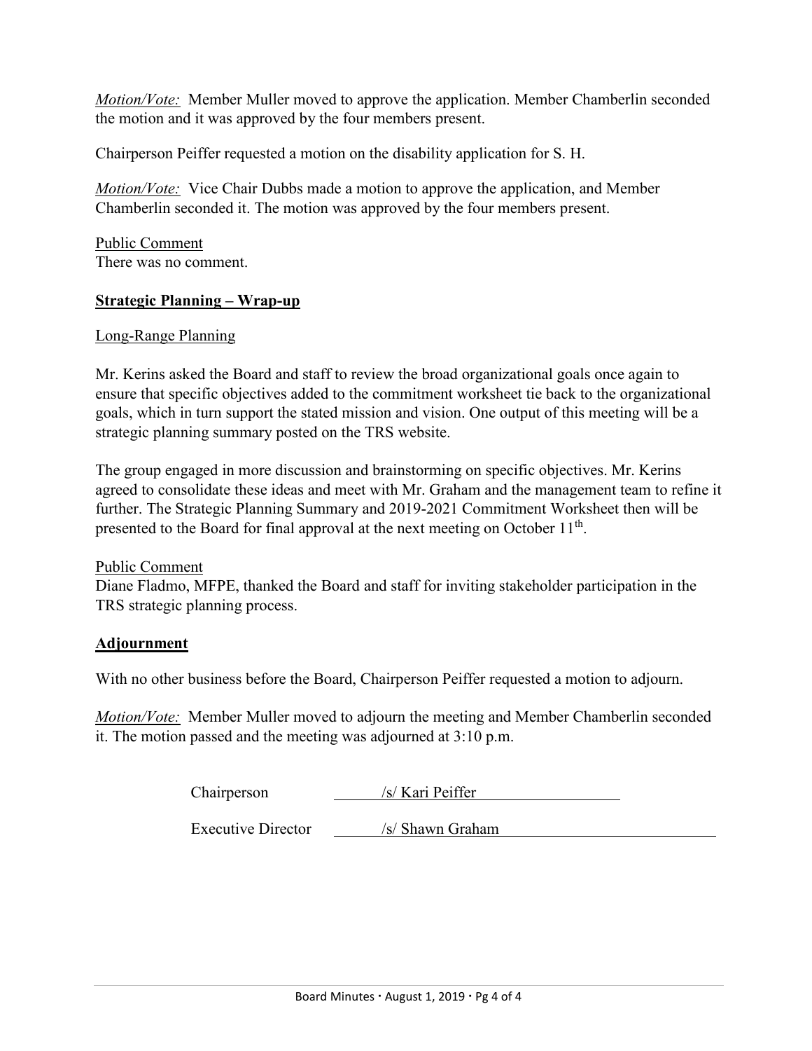*Motion/Vote:* Member Muller moved to approve the application. Member Chamberlin seconded the motion and it was approved by the four members present.

Chairperson Peiffer requested a motion on the disability application for S. H.

*Motion/Vote:* Vice Chair Dubbs made a motion to approve the application, and Member Chamberlin seconded it. The motion was approved by the four members present.

Public Comment
There was no comment.

## Strategic Planning – Wrap-up

Long-Range Planning

Mr. Kerins asked the Board and staff to review the broad organizational goals once again to ensure that specific objectives added to the commitment worksheet tie back to the organizational goals, which in turn support the stated mission and vision. One output of this meeting will be a strategic planning summary posted on the TRS website.

The group engaged in more discussion and brainstorming on specific objectives. Mr. Kerins agreed to consolidate these ideas and meet with Mr. Graham and the management team to refine it further. The Strategic Planning Summary and 2019-2021 Commitment Worksheet then will be presented to the Board for final approval at the next meeting on October 11th.

Public Comment
Diane Fladmo, MFPE, thanked the Board and staff for inviting stakeholder participation in the TRS strategic planning process.

## Adjournment

With no other business before the Board, Chairperson Peiffer requested a motion to adjourn.

*Motion/Vote:* Member Muller moved to adjourn the meeting and Member Chamberlin seconded it. The motion passed and the meeting was adjourned at 3:10 p.m.

Chairperson /s/ Kari Peiffer

Executive Director /s/ Shawn Graham